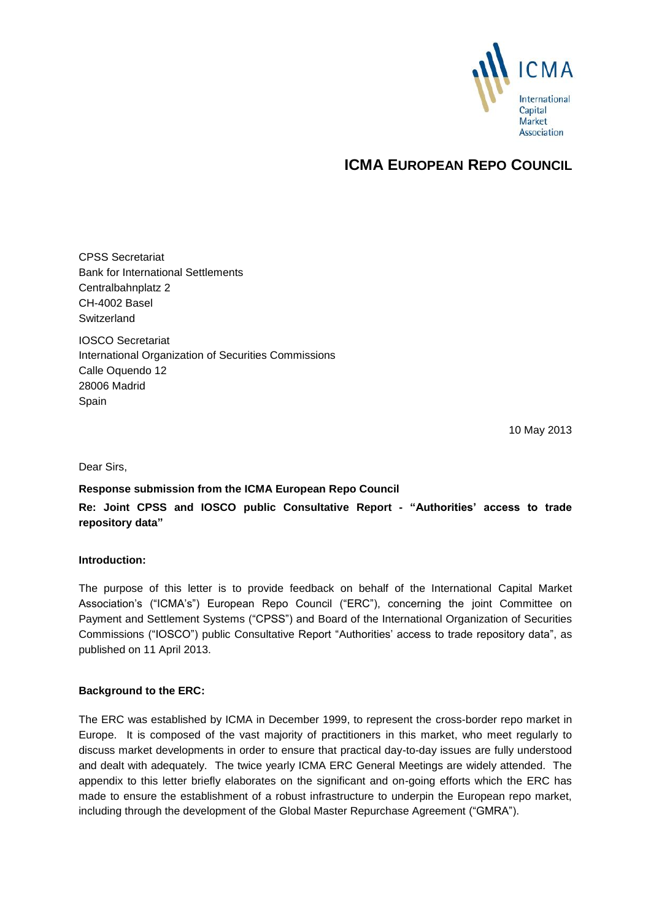ICMA

International Capital Market Association

# ICMA EUROPEAN REPO COUNCIL

CPSS Secretariat
Bank for International Settlements
Centralbahnplatz 2
CH-4002 Basel
Switzerland

IOSCO Secretariat
International Organization of Securities Commissions
Calle Oquendo 12
28006 Madrid
Spain

10 May 2013

Dear Sirs,

**Response submission from the ICMA European Repo Council**

**Re: Joint CPSS and IOSCO public Consultative Report - "Authorities' access to trade repository data"**

**Introduction:**

The purpose of this letter is to provide feedback on behalf of the International Capital Market Association's ("ICMA's") European Repo Council ("ERC"), concerning the joint Committee on Payment and Settlement Systems ("CPSS") and Board of the International Organization of Securities Commissions ("IOSCO") public Consultative Report "Authorities' access to trade repository data", as published on 11 April 2013.

**Background to the ERC:**

The ERC was established by ICMA in December 1999, to represent the cross-border repo market in Europe. It is composed of the vast majority of practitioners in this market, who meet regularly to discuss market developments in order to ensure that practical day-to-day issues are fully understood and dealt with adequately. The twice yearly ICMA ERC General Meetings are widely attended. The appendix to this letter briefly elaborates on the significant and on-going efforts which the ERC has made to ensure the establishment of a robust infrastructure to underpin the European repo market, including through the development of the Global Master Repurchase Agreement ("GMRA").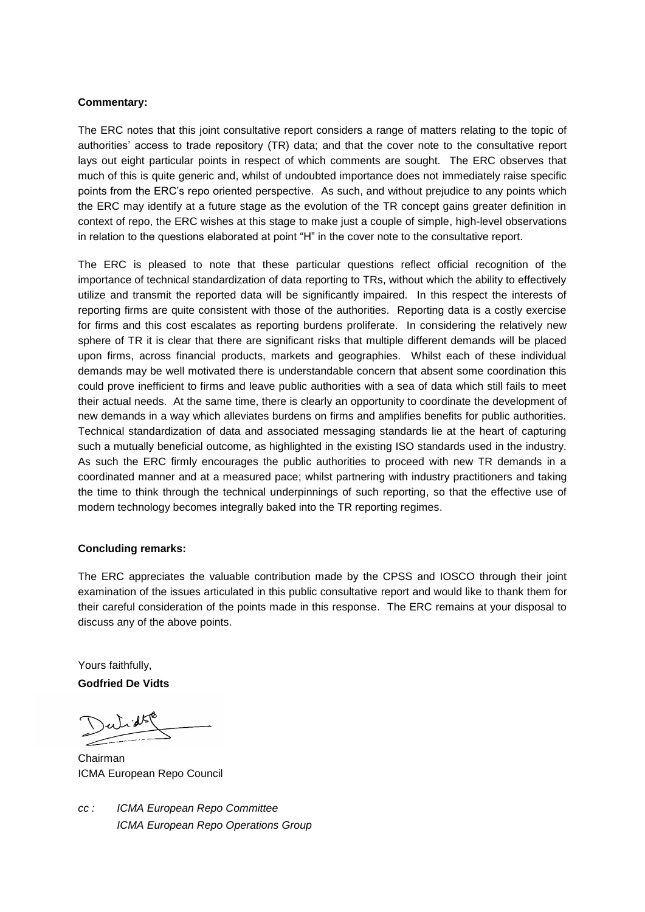**Commentary:**

The ERC notes that this joint consultative report considers a range of matters relating to the topic of authorities' access to trade repository (TR) data; and that the cover note to the consultative report lays out eight particular points in respect of which comments are sought. The ERC observes that much of this is quite generic and, whilst of undoubted importance does not immediately raise specific points from the ERC's repo oriented perspective. As such, and without prejudice to any points which the ERC may identify at a future stage as the evolution of the TR concept gains greater definition in context of repo, the ERC wishes at this stage to make just a couple of simple, high-level observations in relation to the questions elaborated at point "H" in the cover note to the consultative report.

The ERC is pleased to note that these particular questions reflect official recognition of the importance of technical standardization of data reporting to TRs, without which the ability to effectively utilize and transmit the reported data will be significantly impaired. In this respect the interests of reporting firms are quite consistent with those of the authorities. Reporting data is a costly exercise for firms and this cost escalates as reporting burdens proliferate. In considering the relatively new sphere of TR it is clear that there are significant risks that multiple different demands will be placed upon firms, across financial products, markets and geographies. Whilst each of these individual demands may be well motivated there is understandable concern that absent some coordination this could prove inefficient to firms and leave public authorities with a sea of data which still fails to meet their actual needs. At the same time, there is clearly an opportunity to coordinate the development of new demands in a way which alleviates burdens on firms and amplifies benefits for public authorities. Technical standardization of data and associated messaging standards lie at the heart of capturing such a mutually beneficial outcome, as highlighted in the existing ISO standards used in the industry. As such the ERC firmly encourages the public authorities to proceed with new TR demands in a coordinated manner and at a measured pace; whilst partnering with industry practitioners and taking the time to think through the technical underpinnings of such reporting, so that the effective use of modern technology becomes integrally baked into the TR reporting regimes.

**Concluding remarks:**

The ERC appreciates the valuable contribution made by the CPSS and IOSCO through their joint examination of the issues articulated in this public consultative report and would like to thank them for their careful consideration of the points made in this response. The ERC remains at your disposal to discuss any of the above points.

Yours faithfully,

**Godfried De Vidts**

Chairman
ICMA European Repo Council

*cc : ICMA European Repo Committee*
*ICMA European Repo Operations Group*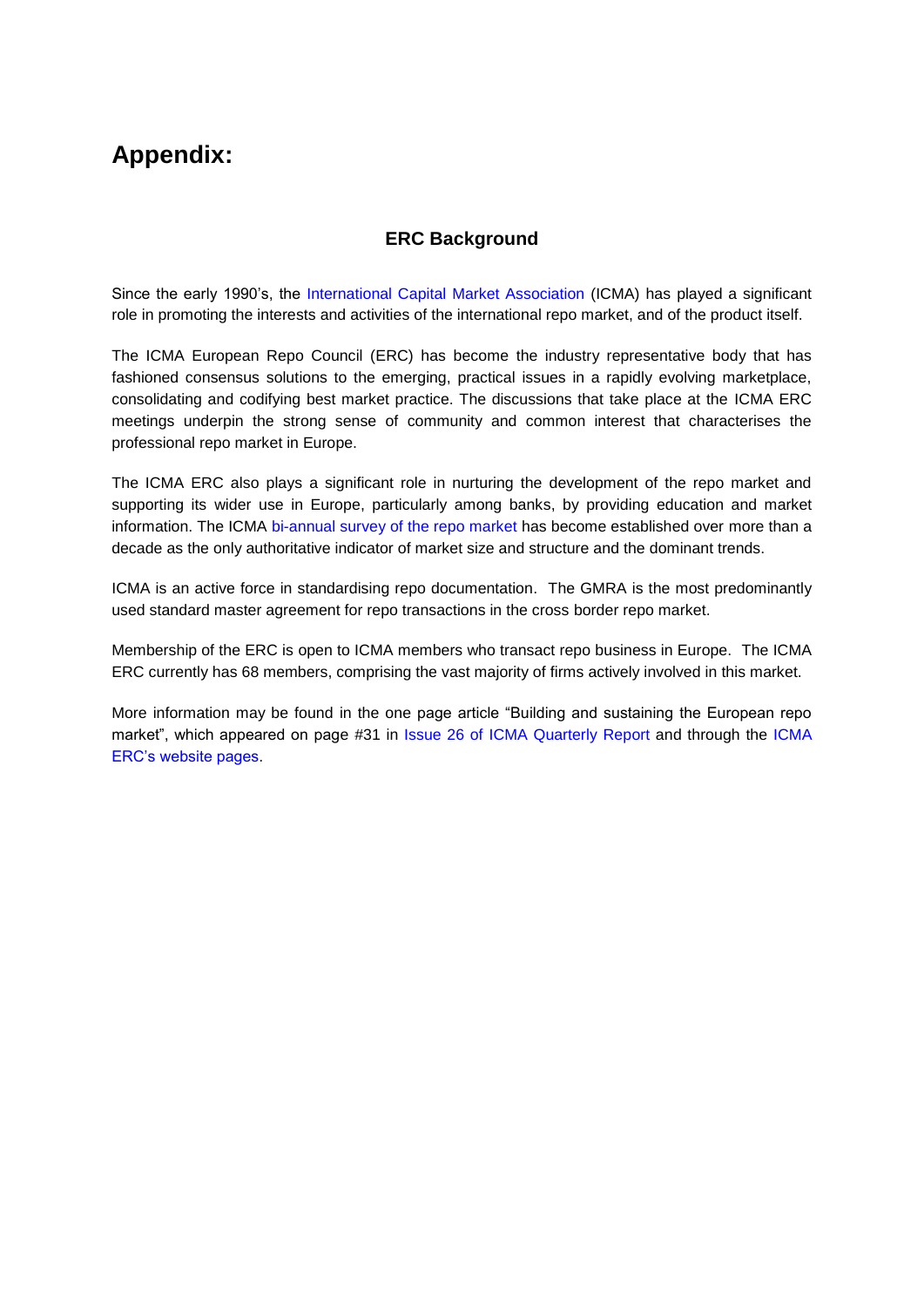# Appendix:

## ERC Background

Since the early 1990's, the International Capital Market Association (ICMA) has played a significant role in promoting the interests and activities of the international repo market, and of the product itself.

The ICMA European Repo Council (ERC) has become the industry representative body that has fashioned consensus solutions to the emerging, practical issues in a rapidly evolving marketplace, consolidating and codifying best market practice. The discussions that take place at the ICMA ERC meetings underpin the strong sense of community and common interest that characterises the professional repo market in Europe.

The ICMA ERC also plays a significant role in nurturing the development of the repo market and supporting its wider use in Europe, particularly among banks, by providing education and market information. The ICMA bi-annual survey of the repo market has become established over more than a decade as the only authoritative indicator of market size and structure and the dominant trends.

ICMA is an active force in standardising repo documentation. The GMRA is the most predominantly used standard master agreement for repo transactions in the cross border repo market.

Membership of the ERC is open to ICMA members who transact repo business in Europe. The ICMA ERC currently has 68 members, comprising the vast majority of firms actively involved in this market.

More information may be found in the one page article "Building and sustaining the European repo market", which appeared on page #31 in Issue 26 of ICMA Quarterly Report and through the ICMA ERC's website pages.